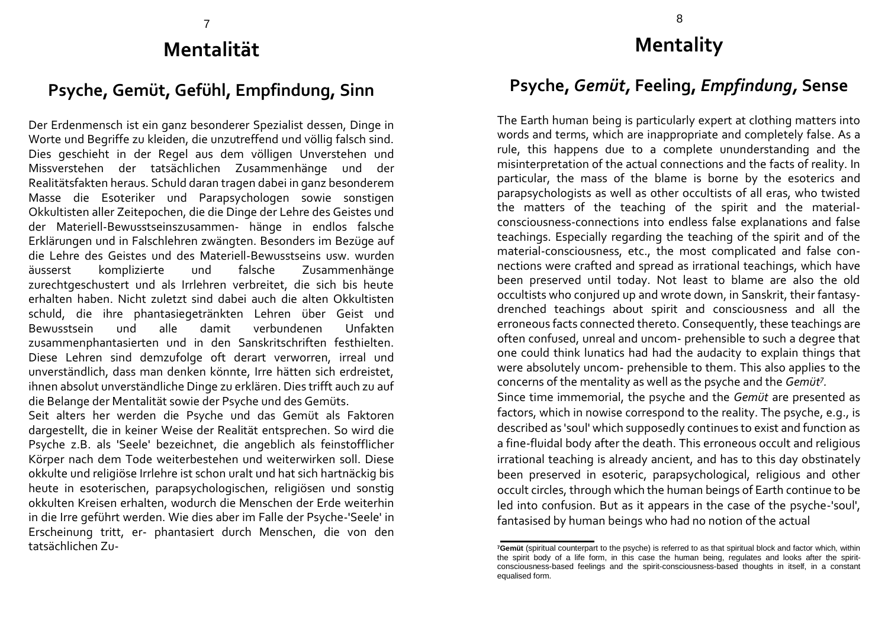# Mentalität

## Psyche, Gemüt, Gefühl, Empfindung, Sinn

Der Erdenmensch ist ein ganz besonderer Spezialist dessen, Dinge in Worte und Begriffe zu kleiden, die unzutreffend und völlig falsch sind. Dies geschieht in der Regel aus dem völligen Unverstehen und Missverstehen der tatsächlichen Zusammenhänge und der Realitätsfakten heraus. Schuld daran tragen dabei in ganz besonderem Masse die Esoteriker und Parapsychologen sowie sonstigen Okkultisten aller Zeitepochen, die die Dinge der Lehre des Geistes und der Materiell-Bewusstseinszusammen- hänge in endlos falsche Erklärungen und in Falschlehren zwängten. Besonders im Bezüge auf die Lehre des Geistes und des Materiell-Bewusstseins usw. wurden äusserst komplizierte und falsche Zusammenhänge zurechtgeschustert und als Irrlehren verbreitet, die sich bis heute erhalten haben. Nicht zuletzt sind dabei auch die alten Okkultisten schuld, die ihre phantasiegetränkten Lehren über Geist und Bewusstsein und alle damit verbundenen Unfakten zusammenphantasierten und in den Sanskritschriften festhielten. Diese Lehren sind demzufolge oft derart verworren, irreal und unverständlich, dass man denken könnte, Irre hätten sich erdreistet, ihnen absolut unverständliche Dinge zu erklären. Dies trifft auch zu auf die Belange der Mentalität sowie der Psyche und des Gemüts.

Seit alters her werden die Psyche und das Gemüt als Faktoren dargestellt, die in keiner Weise der Realität entsprechen. So wird die Psyche z.B. als 'Seele' bezeichnet, die angeblich als feinstofflicher Körper nach dem Tode weiterbestehen und weiterwirken soll. Diese okkulte und religiöse Irrlehre ist schon uralt und hat sich hartnäckig bis heute in esoterischen, parapsychologischen, religiösen und sonstig okkulten Kreisen erhalten, wodurch die Menschen der Erde weiterhin in die Irre geführt werden. Wie dies aber im Falle der Psyche-'Seele' in Erscheinung tritt, er- phantasiert durch Menschen, die von den tatsächlichen Zu-

# Mentality

## Psyche, *Gemüt*, Feeling, *Empfindung*, Sense

The Earth human being is particularly expert at clothing matters into words and terms, which are inappropriate and completely false. As a rule, this happens due to a complete ununderstanding and the misinterpretation of the actual connections and the facts of reality. In particular, the mass of the blame is borne by the esoterics and parapsychologists as well as other occultists of all eras, who twisted the matters of the teaching of the spirit and the material-consciousness-connections into endless false explanations and false teachings. Especially regarding the teaching of the spirit and of the material-consciousness, etc., the most complicated and false con- nections were crafted and spread as irrational teachings, which have been preserved until today. Not least to blame are also the old occultists who conjured up and wrote down, in Sanskrit, their fantasy-drenched teachings about spirit and consciousness and all the erroneous facts connected thereto. Consequently, these teachings are often confused, unreal and uncom- prehensible to such a degree that one could think lunatics had had the audacity to explain things that were absolutely uncom- prehensible to them. This also applies to the concerns of the mentality as well as the psyche and the *Gemüt*[7].

Since time immemorial, the psyche and the *Gemüt* are presented as factors, which in nowise correspond to the reality. The psyche, e.g., is described as 'soul' which supposedly continues to exist and function as a fine-fluidal body after the death. This erroneous occult and religious irrational teaching is already ancient, and has to this day obstinately been preserved in esoteric, parapsychological, religious and other occult circles, through which the human beings of Earth continue to be led into confusion. But as it appears in the case of the psyche-'soul', fantasised by human beings who had no notion of the actual

[7]**Gemüt** (spiritual counterpart to the psyche) is referred to as that spiritual block and factor which, within the spirit body of a life form, in this case the human being, regulates and looks after the spirit-consciousness-based feelings and the spirit-consciousness-based thoughts in itself, in a constant equalised form.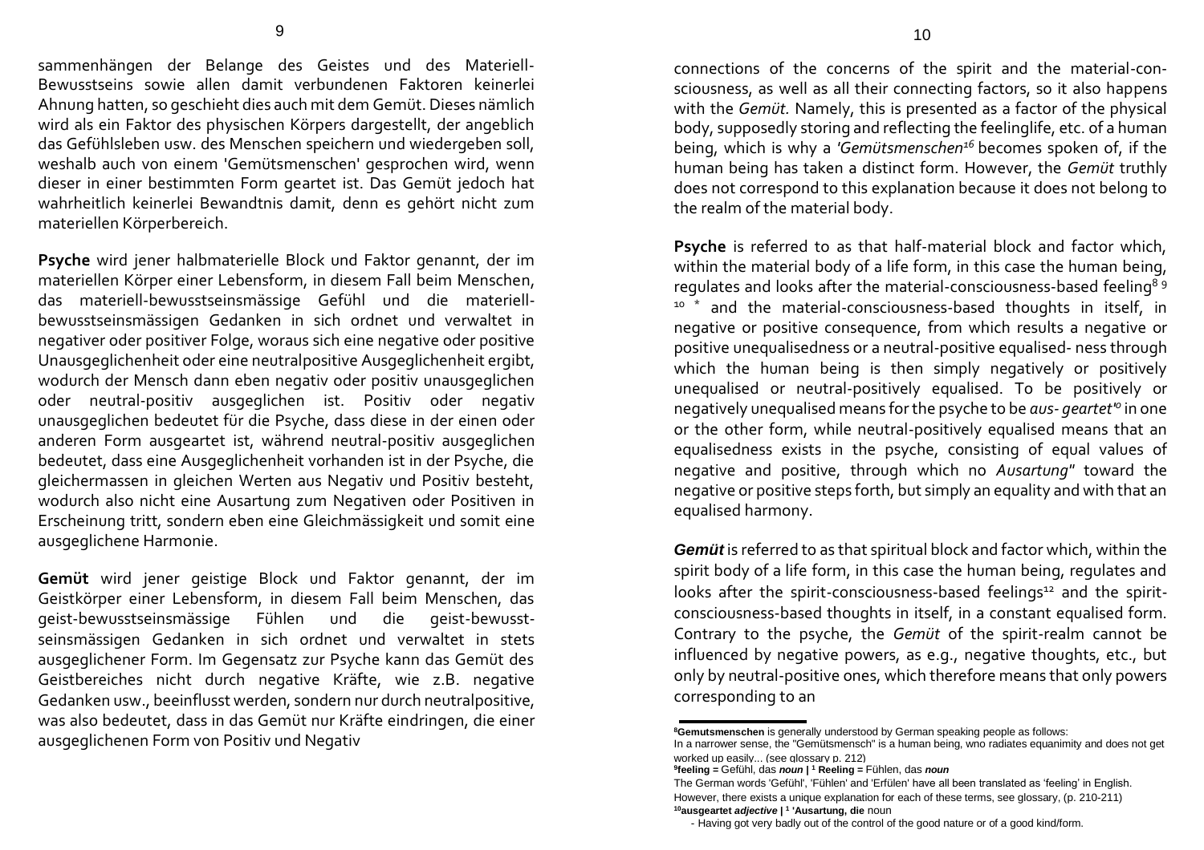sammenhängen der Belange des Geistes und des Materiell-Bewusstseins sowie allen damit verbundenen Faktoren keinerlei Ahnung hatten, so geschieht dies auch mit dem Gemüt. Dieses nämlich wird als ein Faktor des physischen Körpers dargestellt, der angeblich das Gefühlsleben usw. des Menschen speichern und wiedergeben soll, weshalb auch von einem 'Gemütsmenschen' gesprochen wird, wenn dieser in einer bestimmten Form geartet ist. Das Gemüt jedoch hat wahrheitlich keinerlei Bewandtnis damit, denn es gehört nicht zum materiellen Körperbereich.

**Psyche** wird jener halbmaterielle Block und Faktor genannt, der im materiellen Körper einer Lebensform, in diesem Fall beim Menschen, das materiell-bewusstseinsmässige Gefühl und die materiell-bewusstseinsmässigen Gedanken in sich ordnet und verwaltet in negativer oder positiver Folge, woraus sich eine negative oder positive Unausgeglichenheit oder eine neutralpositive Ausgeglichenheit ergibt, wodurch der Mensch dann eben negativ oder positiv unausgeglichen oder neutral-positiv ausgeglichen ist. Positiv oder negativ unausgeglichen bedeutet für die Psyche, dass diese in der einen oder anderen Form ausgeartet ist, während neutral-positiv ausgeglichen bedeutet, dass eine Ausgeglichenheit vorhanden ist in der Psyche, die gleichermassen in gleichen Werten aus Negativ und Positiv besteht, wodurch also nicht eine Ausartung zum Negativen oder Positiven in Erscheinung tritt, sondern eben eine Gleichmässigkeit und somit eine ausgeglichene Harmonie.

**Gemüt** wird jener geistige Block und Faktor genannt, der im Geistkörper einer Lebensform, in diesem Fall beim Menschen, das geist-bewusstseinsmässige Fühlen und die geist-bewusstseinsmässigen Gedanken in sich ordnet und verwaltet in stets ausgeglichener Form. Im Gegensatz zur Psyche kann das Gemüt des Geistbereiches nicht durch negative Kräfte, wie z.B. negative Gedanken usw., beeinflusst werden, sondern nur durch neutralpositive, was also bedeutet, dass in das Gemüt nur Kräfte eindringen, die einer ausgeglichenen Form von Positiv und Negativ

connections of the concerns of the spirit and the material-consciousness, as well as all their connecting factors, so it also happens with the *Gemüt.* Namely, this is presented as a factor of the physical body, supposedly storing and reflecting the feelinglife, etc. of a human being, which is why a *'Gemütsmenschen*[16] becomes spoken of, if the human being has taken a distinct form. However, the *Gemüt* truthly does not correspond to this explanation because it does not belong to the realm of the material body.

**Psyche** is referred to as that half-material block and factor which, within the material body of a life form, in this case the human being, regulates and looks after the material-consciousness-based feeling[8 9 10 *] and the material-consciousness-based thoughts in itself, in negative or positive consequence, from which results a negative or positive unequalisedness or a neutral-positive equalised- ness through which the human being is then simply negatively or positively unequalised or neutral-positively equalised. To be positively or negatively unequalised means for the psyche to be *aus- geartet'*[0] in one or the other form, while neutral-positively equalised means that an equalisedness exists in the psyche, consisting of equal values of negative and positive, through which no *Ausartung*" toward the negative or positive steps forth, but simply an equality and with that an equalised harmony.

***Gemüt*** is referred to as that spiritual block and factor which, within the spirit body of a life form, in this case the human being, regulates and looks after the spirit-consciousness-based feelings[12] and the spirit-consciousness-based thoughts in itself, in a constant equalised form. Contrary to the psyche, the *Gemüt* of the spirit-realm cannot be influenced by negative powers, as e.g., negative thoughts, etc., but only by neutral-positive ones, which therefore means that only powers corresponding to an

---

[8]**Gemutsmenschen** is generally understood by German speaking people as follows:
In a narrower sense, the "Gemütsmensch" is a human being, who radiates equanimity and does not get worked up easily... (see glossary p. 212)

[9]**feeling =** Gefühl, das ***noun*** | [1] **Reeling =** Fühlen, das ***noun***
The German words 'Gefühl', 'Fühlen' and 'Erfülen' have all been translated as 'feeling' in English. However, there exists a unique explanation for each of these terms, see glossary, (p. 210-211)

[10]**ausgeartet *adjective*** | [1] **'Ausartung, die** noun
- Having got very badly out of the control of the good nature or of a good kind/form.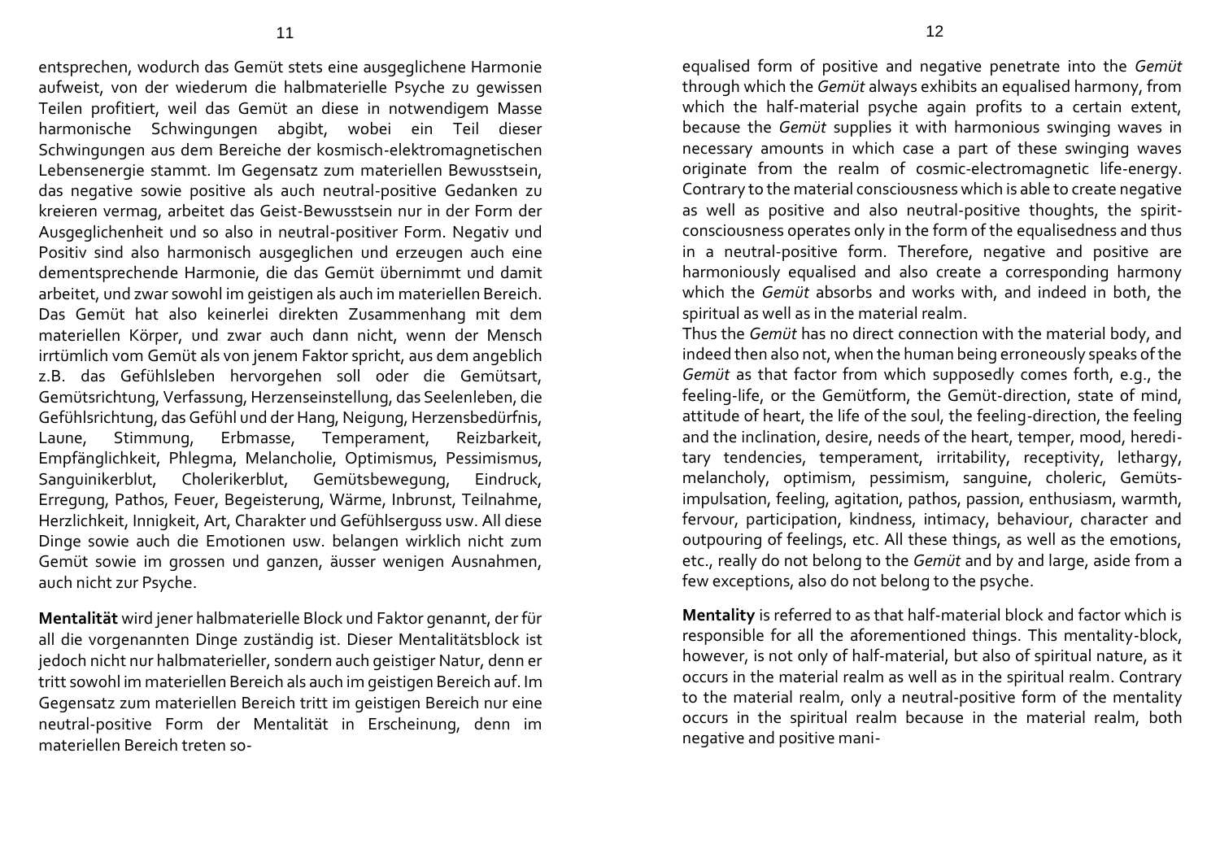entsprechen, wodurch das Gemüt stets eine ausgeglichene Harmonie aufweist, von der wiederum die halbmaterielle Psyche zu gewissen Teilen profitiert, weil das Gemüt an diese in notwendigem Masse harmonische Schwingungen abgibt, wobei ein Teil dieser Schwingungen aus dem Bereiche der kosmisch-elektromagnetischen Lebensenergie stammt. Im Gegensatz zum materiellen Bewusstsein, das negative sowie positive als auch neutral-positive Gedanken zu kreieren vermag, arbeitet das Geist-Bewusstsein nur in der Form der Ausgeglichenheit und so also in neutral-positiver Form. Negativ und Positiv sind also harmonisch ausgeglichen und erzeugen auch eine dementsprechende Harmonie, die das Gemüt übernimmt und damit arbeitet, und zwar sowohl im geistigen als auch im materiellen Bereich. Das Gemüt hat also keinerlei direkten Zusammenhang mit dem materiellen Körper, und zwar auch dann nicht, wenn der Mensch irrtümlich vom Gemüt als von jenem Faktor spricht, aus dem angeblich z.B. das Gefühlsleben hervorgehen soll oder die Gemütsart, Gemütsrichtung, Verfassung, Herzenseinstellung, das Seelenleben, die Gefühlsrichtung, das Gefühl und der Hang, Neigung, Herzensbedürfnis, Laune, Stimmung, Erbmasse, Temperament, Reizbarkeit, Empfänglichkeit, Phlegma, Melancholie, Optimismus, Pessimismus, Sanguinikerblut, Cholerikerblut, Gemütsbewegung, Eindruck, Erregung, Pathos, Feuer, Begeisterung, Wärme, Inbrunst, Teilnahme, Herzlichkeit, Innigkeit, Art, Charakter und Gefühlserguss usw. All diese Dinge sowie auch die Emotionen usw. belangen wirklich nicht zum Gemüt sowie im grossen und ganzen, äusser wenigen Ausnahmen, auch nicht zur Psyche.

**Mentalität** wird jener halbmaterielle Block und Faktor genannt, der für all die vorgenannten Dinge zuständig ist. Dieser Mentalitätsblock ist jedoch nicht nur halbmaterieller, sondern auch geistiger Natur, denn er tritt sowohl im materiellen Bereich als auch im geistigen Bereich auf. Im Gegensatz zum materiellen Bereich tritt im geistigen Bereich nur eine neutral-positive Form der Mentalität in Erscheinung, denn im materiellen Bereich treten so-

equalised form of positive and negative penetrate into the *Gemüt* through which the *Gemüt* always exhibits an equalised harmony, from which the half-material psyche again profits to a certain extent, because the *Gemüt* supplies it with harmonious swinging waves in necessary amounts in which case a part of these swinging waves originate from the realm of cosmic-electromagnetic life-energy. Contrary to the material consciousness which is able to create negative as well as positive and also neutral-positive thoughts, the spirit-consciousness operates only in the form of the equalisedness and thus in a neutral-positive form. Therefore, negative and positive are harmoniously equalised and also create a corresponding harmony which the *Gemüt* absorbs and works with, and indeed in both, the spiritual as well as in the material realm.
Thus the *Gemüt* has no direct connection with the material body, and indeed then also not, when the human being erroneously speaks of the *Gemüt* as that factor from which supposedly comes forth, e.g., the feeling-life, or the Gemütform, the Gemüt-direction, state of mind, attitude of heart, the life of the soul, the feeling-direction, the feeling and the inclination, desire, needs of the heart, temper, mood, hereditary tendencies, temperament, irritability, receptivity, lethargy, melancholy, optimism, pessimism, sanguine, choleric, Gemütsimpulsation, feeling, agitation, pathos, passion, enthusiasm, warmth, fervour, participation, kindness, intimacy, behaviour, character and outpouring of feelings, etc. All these things, as well as the emotions, etc., really do not belong to the *Gemüt* and by and large, aside from a few exceptions, also do not belong to the psyche.

**Mentality** is referred to as that half-material block and factor which is responsible for all the aforementioned things. This mentality-block, however, is not only of half-material, but also of spiritual nature, as it occurs in the material realm as well as in the spiritual realm. Contrary to the material realm, only a neutral-positive form of the mentality occurs in the spiritual realm because in the material realm, both negative and positive mani-